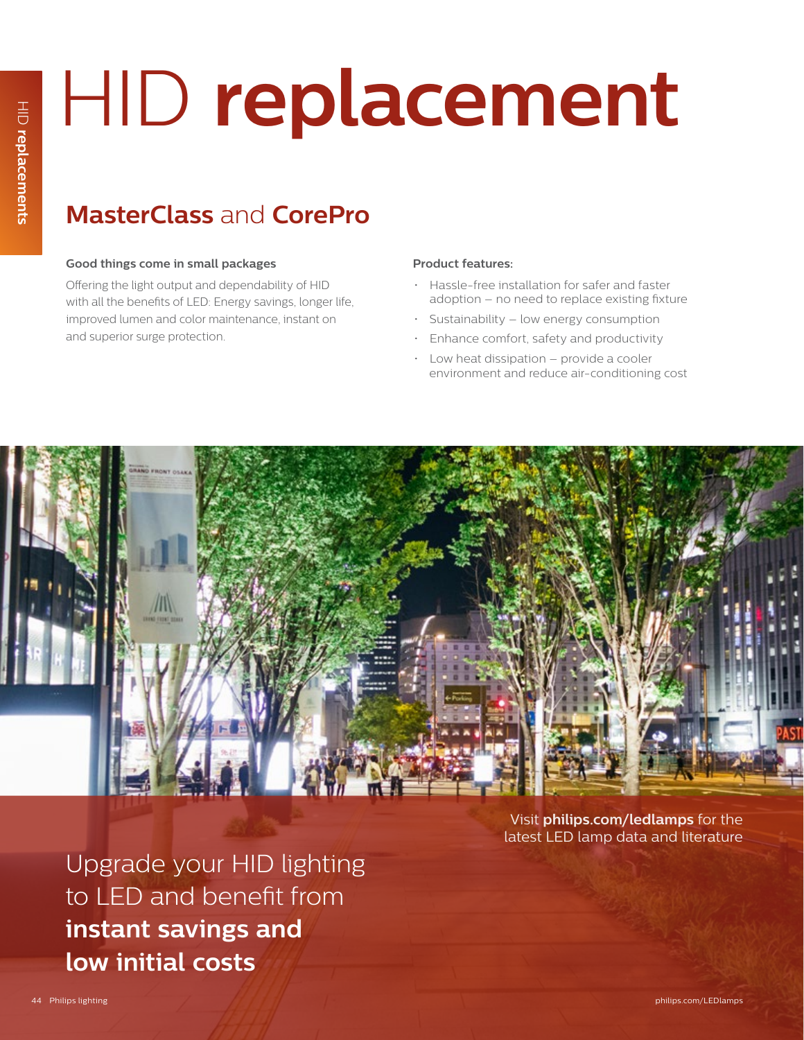# HID **replacement**

## **MasterClass** and **CorePro**

**Good things come in small packages**

Offering the light output and dependability of HID with all the benefits of LED: Energy savings, longer life, improved lumen and color maintenance, instant on and superior surge protection.

**Product features:**

- Hassle-free installation for safer and faster adoption – no need to replace existing fixture
- Sustainability – low energy consumption
- Enhance comfort, safety and productivity
- Low heat dissipation – provide a cooler environment and reduce air-conditioning cost

Visit **philips.com/ledlamps** for the latest LED lamp data and literature

Upgrade your HID lighting to LED and benefit from **instant savings and low initial costs**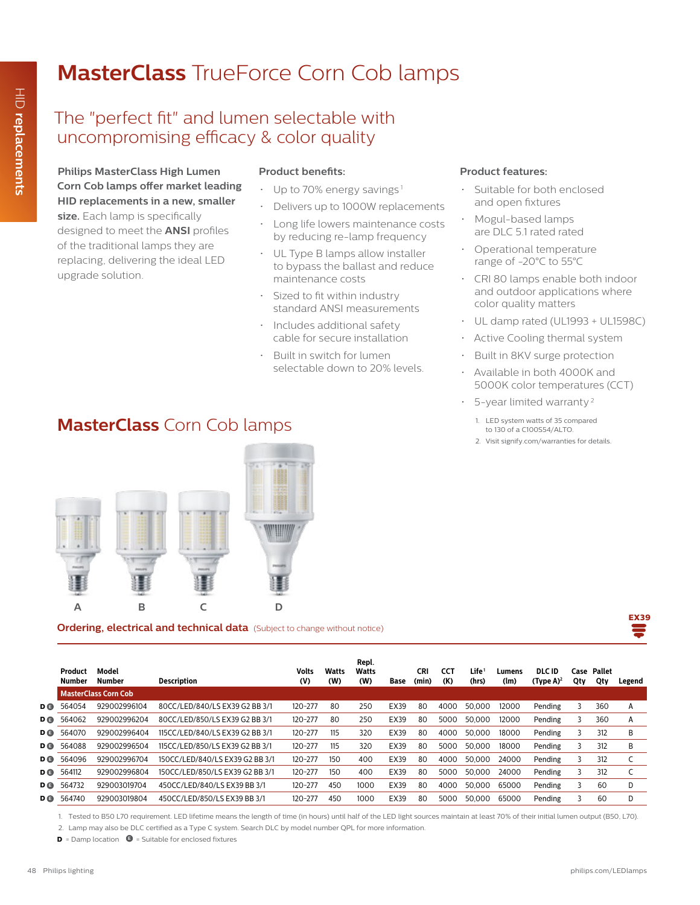HID replacements

# MasterClass TrueForce Corn Cob lamps

## The "perfect fit" and lumen selectable with uncompromising efficacy & color quality

**Philips MasterClass High Lumen Corn Cob lamps offer market leading HID replacements in a new, smaller size.** Each lamp is specifically designed to meet the **ANSI** profiles of the traditional lamps they are replacing, delivering the ideal LED upgrade solution.

**Product benefits:**

- Up to 70% energy savings[1]
- Delivers up to 1000W replacements
- Long life lowers maintenance costs by reducing re-lamp frequency
- UL Type B lamps allow installer to bypass the ballast and reduce maintenance costs
- Sized to fit within industry standard ANSI measurements
- Includes additional safety cable for secure installation
- Built in switch for lumen selectable down to 20% levels.

**Product features:**

- Suitable for both enclosed and open fixtures
- Mogul-based lamps are DLC 5.1 rated rated
- Operational temperature range of -20°C to 55°C
- CRI 80 lamps enable both indoor and outdoor applications where color quality matters
- UL damp rated (UL1993 + UL1598C)
- Active Cooling thermal system
- Built in 8KV surge protection
- Available in both 4000K and 5000K color temperatures (CCT)
- 5-year limited warranty[2]

1. LED system watts of 35 compared to 130 of a C100S54/ALTO.
2. Visit signify.com/warranties for details.

## MasterClass Corn Cob lamps

A B C D

### Ordering, electrical and technical data (Subject to change without notice)

EX39

| | Product Number | Model Number | Description | Volts (V) | Watts (W) | Repl. Watts (W) | Base | CRI (min) | CCT (K) | Life[1] (hrs) | Lumens (lm) | DLC ID (Type A)[2] | Case Qty | Pallet Qty | Legend |
|---|---|---|---|---|---|---|---|---|---|---|---|---|---|---|---|
| | **MasterClass Corn Cob** | | | | | | | | | | | | | | |
| D E | 564054 | 929002996104 | 80CC/LED/840/LS EX39 G2 BB 3/1 | 120-277 | 80 | 250 | EX39 | 80 | 4000 | 50,000 | 12000 | Pending | 3 | 360 | A |
| D E | 564062 | 929002996204 | 80CC/LED/850/LS EX39 G2 BB 3/1 | 120-277 | 80 | 250 | EX39 | 80 | 5000 | 50,000 | 12000 | Pending | 3 | 360 | A |
| D E | 564070 | 929002996404 | 115CC/LED/840/LS EX39 G2 BB 3/1 | 120-277 | 115 | 320 | EX39 | 80 | 4000 | 50,000 | 18000 | Pending | 3 | 312 | B |
| D E | 564088 | 929002996504 | 115CC/LED/850/LS EX39 G2 BB 3/1 | 120-277 | 115 | 320 | EX39 | 80 | 5000 | 50,000 | 18000 | Pending | 3 | 312 | B |
| D E | 564096 | 929002996704 | 150CC/LED/840/LS EX39 G2 BB 3/1 | 120-277 | 150 | 400 | EX39 | 80 | 4000 | 50,000 | 24000 | Pending | 3 | 312 | C |
| D E | 564112 | 929002996804 | 150CC/LED/850/LS EX39 G2 BB 3/1 | 120-277 | 150 | 400 | EX39 | 80 | 5000 | 50,000 | 24000 | Pending | 3 | 312 | C |
| D E | 564732 | 929003019704 | 450CC/LED/840/LS EX39 BB 3/1 | 120-277 | 450 | 1000 | EX39 | 80 | 4000 | 50,000 | 65000 | Pending | 3 | 60 | D |
| D E | 564740 | 929003019804 | 450CC/LED/850/LS EX39 BB 3/1 | 120-277 | 450 | 1000 | EX39 | 80 | 5000 | 50,000 | 65000 | Pending | 3 | 60 | D |

1. Tested to B50 L70 requirement. LED lifetime means the length of time (in hours) until half of the LED light sources maintain at least 70% of their initial lumen output (B50, L70).
2. Lamp may also be DLC certified as a Type C system. Search DLC by model number QPL for more information.

**D** = Damp location  **E** = Suitable for enclosed fixtures